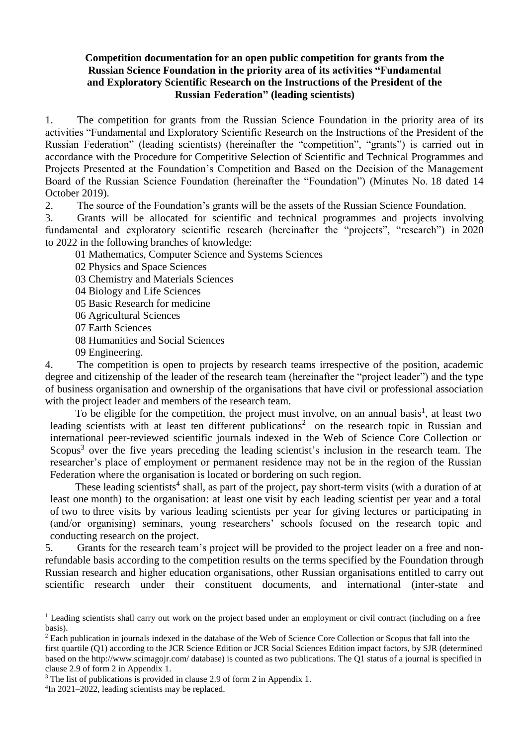**Competition documentation for an open public competition for grants from the Russian Science Foundation in the priority area of its activities "Fundamental and Exploratory Scientific Research on the Instructions of the President of the Russian Federation" (leading scientists)**

1. The competition for grants from the Russian Science Foundation in the priority area of its activities "Fundamental and Exploratory Scientific Research on the Instructions of the President of the Russian Federation" (leading scientists) (hereinafter the "competition", "grants") is carried out in accordance with the Procedure for Competitive Selection of Scientific and Technical Programmes and Projects Presented at the Foundation's Competition and Based on the Decision of the Management Board of the Russian Science Foundation (hereinafter the "Foundation") (Minutes No. 18 dated 14 October 2019).

2. The source of the Foundation's grants will be the assets of the Russian Science Foundation.

3. Grants will be allocated for scientific and technical programmes and projects involving fundamental and exploratory scientific research (hereinafter the "projects", "research") in 2020 to 2022 in the following branches of knowledge:

   01 Mathematics, Computer Science and Systems Sciences
   02 Physics and Space Sciences
   03 Chemistry and Materials Sciences
   04 Biology and Life Sciences
   05 Basic Research for medicine
   06 Agricultural Sciences
   07 Earth Sciences
   08 Humanities and Social Sciences
   09 Engineering.

4. The competition is open to projects by research teams irrespective of the position, academic degree and citizenship of the leader of the research team (hereinafter the "project leader") and the type of business organisation and ownership of the organisations that have civil or professional association with the project leader and members of the research team.

   To be eligible for the competition, the project must involve, on an annual basis[1], at least two leading scientists with at least ten different publications[2] on the research topic in Russian and international peer-reviewed scientific journals indexed in the Web of Science Core Collection or Scopus[3] over the five years preceding the leading scientist's inclusion in the research team. The researcher's place of employment or permanent residence may not be in the region of the Russian Federation where the organisation is located or bordering on such region.

   These leading scientists[4] shall, as part of the project, pay short-term visits (with a duration of at least one month) to the organisation: at least one visit by each leading scientist per year and a total of two to three visits by various leading scientists per year for giving lectures or participating in (and/or organising) seminars, young researchers' schools focused on the research topic and conducting research on the project.

5. Grants for the research team's project will be provided to the project leader on a free and non-refundable basis according to the competition results on the terms specified by the Foundation through Russian research and higher education organisations, other Russian organisations entitled to carry out scientific research under their constituent documents, and international (inter-state and

---

[1] Leading scientists shall carry out work on the project based under an employment or civil contract (including on a free basis).

[2] Each publication in journals indexed in the database of the Web of Science Core Collection or Scopus that fall into the first quartile (Q1) according to the JCR Science Edition or JCR Social Sciences Edition impact factors, by SJR (determined based on the http://www.scimagojr.com/ database) is counted as two publications. The Q1 status of a journal is specified in clause 2.9 of form 2 in Appendix 1.

[3] The list of publications is provided in clause 2.9 of form 2 in Appendix 1.

[4] In 2021–2022, leading scientists may be replaced.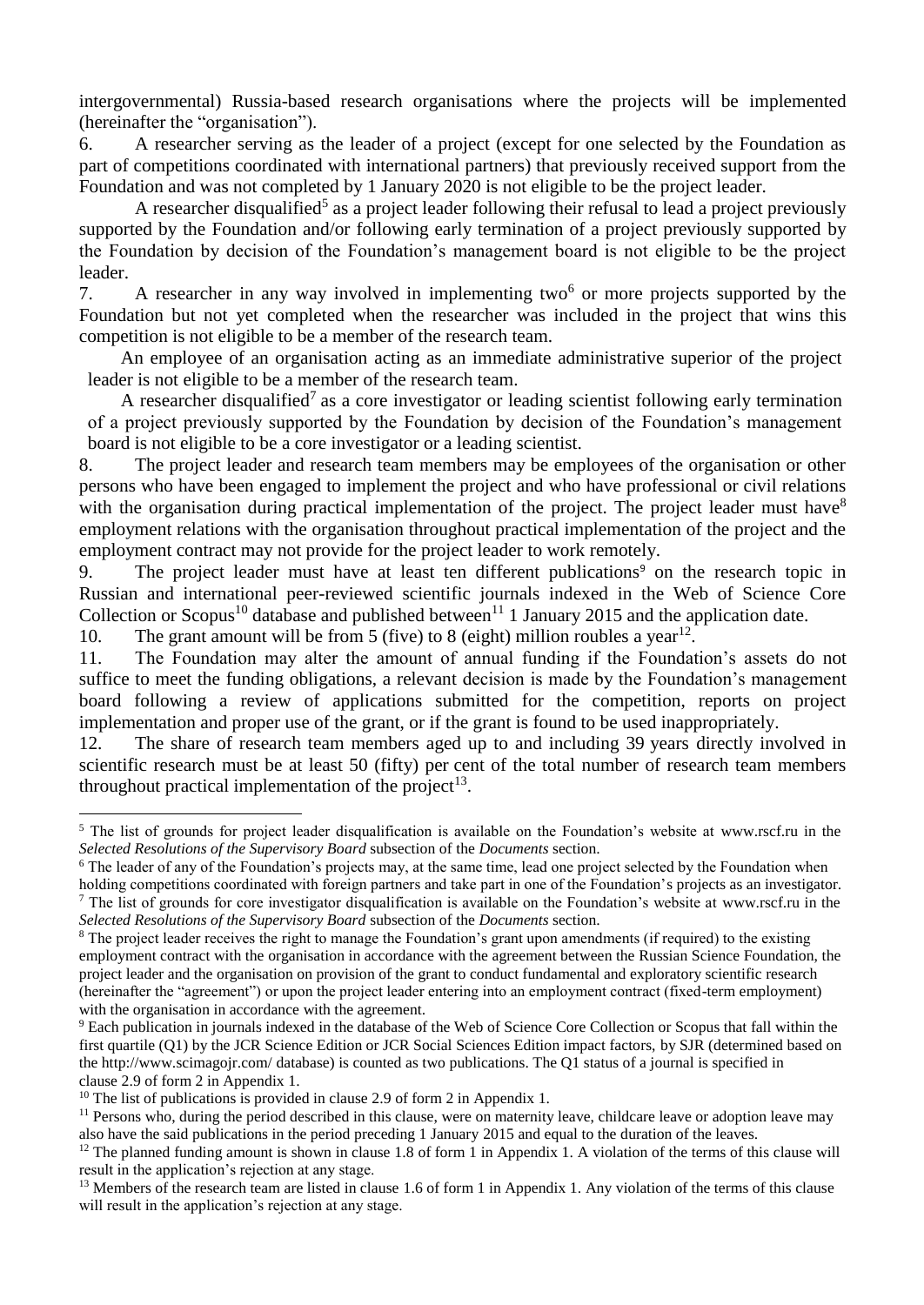intergovernmental) Russia-based research organisations where the projects will be implemented (hereinafter the "organisation").

6. A researcher serving as the leader of a project (except for one selected by the Foundation as part of competitions coordinated with international partners) that previously received support from the Foundation and was not completed by 1 January 2020 is not eligible to be the project leader.

A researcher disqualified[5] as a project leader following their refusal to lead a project previously supported by the Foundation and/or following early termination of a project previously supported by the Foundation by decision of the Foundation's management board is not eligible to be the project leader.

7. A researcher in any way involved in implementing two[6] or more projects supported by the Foundation but not yet completed when the researcher was included in the project that wins this competition is not eligible to be a member of the research team.

An employee of an organisation acting as an immediate administrative superior of the project leader is not eligible to be a member of the research team.

A researcher disqualified[7] as a core investigator or leading scientist following early termination of a project previously supported by the Foundation by decision of the Foundation's management board is not eligible to be a core investigator or a leading scientist.

8. The project leader and research team members may be employees of the organisation or other persons who have been engaged to implement the project and who have professional or civil relations with the organisation during practical implementation of the project. The project leader must have[8] employment relations with the organisation throughout practical implementation of the project and the employment contract may not provide for the project leader to work remotely.

9. The project leader must have at least ten different publications[9] on the research topic in Russian and international peer-reviewed scientific journals indexed in the Web of Science Core Collection or Scopus[10] database and published between[11] 1 January 2015 and the application date.

10. The grant amount will be from 5 (five) to 8 (eight) million roubles a year[12].

11. The Foundation may alter the amount of annual funding if the Foundation's assets do not suffice to meet the funding obligations, a relevant decision is made by the Foundation's management board following a review of applications submitted for the competition, reports on project implementation and proper use of the grant, or if the grant is found to be used inappropriately.

12. The share of research team members aged up to and including 39 years directly involved in scientific research must be at least 50 (fifty) per cent of the total number of research team members throughout practical implementation of the project[13].

---

[5] The list of grounds for project leader disqualification is available on the Foundation's website at www.rscf.ru in the *Selected Resolutions of the Supervisory Board* subsection of the *Documents* section.

[6] The leader of any of the Foundation's projects may, at the same time, lead one project selected by the Foundation when holding competitions coordinated with foreign partners and take part in one of the Foundation's projects as an investigator.

[7] The list of grounds for core investigator disqualification is available on the Foundation's website at www.rscf.ru in the *Selected Resolutions of the Supervisory Board* subsection of the *Documents* section.

[8] The project leader receives the right to manage the Foundation's grant upon amendments (if required) to the existing employment contract with the organisation in accordance with the agreement between the Russian Science Foundation, the project leader and the organisation on provision of the grant to conduct fundamental and exploratory scientific research (hereinafter the "agreement") or upon the project leader entering into an employment contract (fixed-term employment) with the organisation in accordance with the agreement.

[9] Each publication in journals indexed in the database of the Web of Science Core Collection or Scopus that fall within the first quartile (Q1) by the JCR Science Edition or JCR Social Sciences Edition impact factors, by SJR (determined based on the http://www.scimagojr.com/ database) is counted as two publications. The Q1 status of a journal is specified in clause 2.9 of form 2 in Appendix 1.

[10] The list of publications is provided in clause 2.9 of form 2 in Appendix 1.

[11] Persons who, during the period described in this clause, were on maternity leave, childcare leave or adoption leave may also have the said publications in the period preceding 1 January 2015 and equal to the duration of the leaves.

[12] The planned funding amount is shown in clause 1.8 of form 1 in Appendix 1. A violation of the terms of this clause will result in the application's rejection at any stage.

[13] Members of the research team are listed in clause 1.6 of form 1 in Appendix 1. Any violation of the terms of this clause will result in the application's rejection at any stage.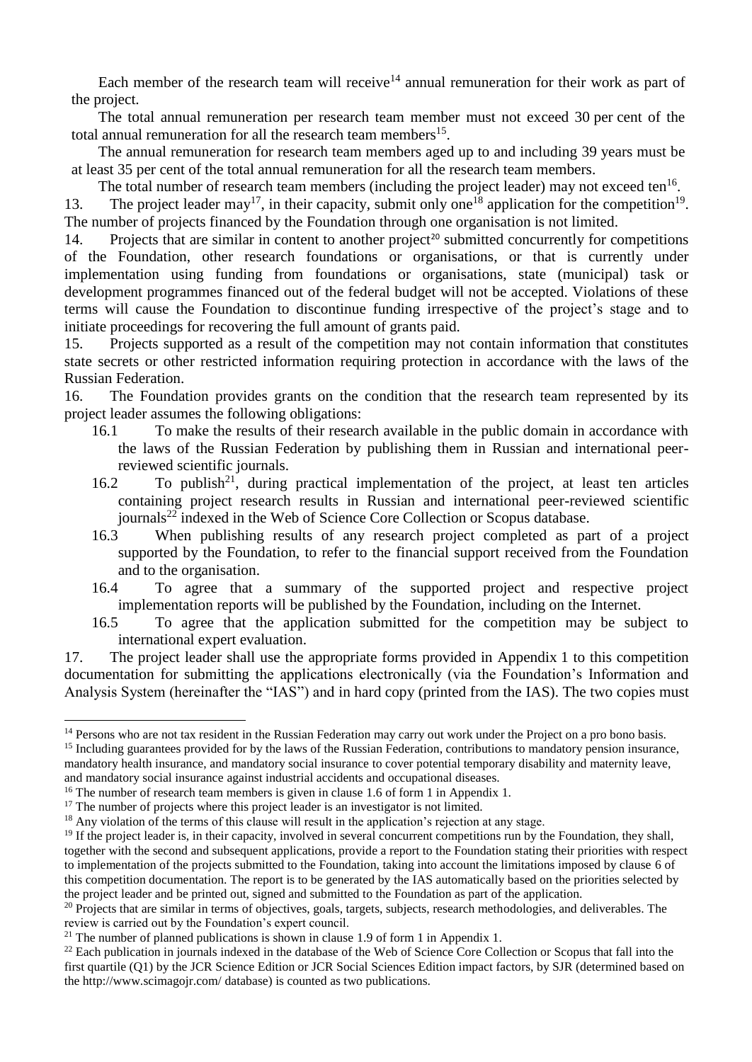Each member of the research team will receive[14] annual remuneration for their work as part of the project.

The total annual remuneration per research team member must not exceed 30 per cent of the total annual remuneration for all the research team members[15].

The annual remuneration for research team members aged up to and including 39 years must be at least 35 per cent of the total annual remuneration for all the research team members.

The total number of research team members (including the project leader) may not exceed ten[16].

13. The project leader may[17], in their capacity, submit only one[18] application for the competition[19]. The number of projects financed by the Foundation through one organisation is not limited.

14. Projects that are similar in content to another project[20] submitted concurrently for competitions of the Foundation, other research foundations or organisations, or that is currently under implementation using funding from foundations or organisations, state (municipal) task or development programmes financed out of the federal budget will not be accepted. Violations of these terms will cause the Foundation to discontinue funding irrespective of the project's stage and to initiate proceedings for recovering the full amount of grants paid.

15. Projects supported as a result of the competition may not contain information that constitutes state secrets or other restricted information requiring protection in accordance with the laws of the Russian Federation.

16. The Foundation provides grants on the condition that the research team represented by its project leader assumes the following obligations:

16.1 To make the results of their research available in the public domain in accordance with the laws of the Russian Federation by publishing them in Russian and international peer-reviewed scientific journals.

16.2 To publish[21], during practical implementation of the project, at least ten articles containing project research results in Russian and international peer-reviewed scientific journals[22] indexed in the Web of Science Core Collection or Scopus database.

16.3 When publishing results of any research project completed as part of a project supported by the Foundation, to refer to the financial support received from the Foundation and to the organisation.

16.4 To agree that a summary of the supported project and respective project implementation reports will be published by the Foundation, including on the Internet.

16.5 To agree that the application submitted for the competition may be subject to international expert evaluation.

17. The project leader shall use the appropriate forms provided in Appendix 1 to this competition documentation for submitting the applications electronically (via the Foundation's Information and Analysis System (hereinafter the "IAS") and in hard copy (printed from the IAS). The two copies must

---

[14] Persons who are not tax resident in the Russian Federation may carry out work under the Project on a pro bono basis.

[15] Including guarantees provided for by the laws of the Russian Federation, contributions to mandatory pension insurance, mandatory health insurance, and mandatory social insurance to cover potential temporary disability and maternity leave, and mandatory social insurance against industrial accidents and occupational diseases.

[16] The number of research team members is given in clause 1.6 of form 1 in Appendix 1.

[17] The number of projects where this project leader is an investigator is not limited.

[18] Any violation of the terms of this clause will result in the application's rejection at any stage.

[19] If the project leader is, in their capacity, involved in several concurrent competitions run by the Foundation, they shall, together with the second and subsequent applications, provide a report to the Foundation stating their priorities with respect to implementation of the projects submitted to the Foundation, taking into account the limitations imposed by clause 6 of this competition documentation. The report is to be generated by the IAS automatically based on the priorities selected by the project leader and be printed out, signed and submitted to the Foundation as part of the application.

[20] Projects that are similar in terms of objectives, goals, targets, subjects, research methodologies, and deliverables. The review is carried out by the Foundation's expert council.

[21] The number of planned publications is shown in clause 1.9 of form 1 in Appendix 1.

[22] Each publication in journals indexed in the database of the Web of Science Core Collection or Scopus that fall into the first quartile (Q1) by the JCR Science Edition or JCR Social Sciences Edition impact factors, by SJR (determined based on the http://www.scimagojr.com/ database) is counted as two publications.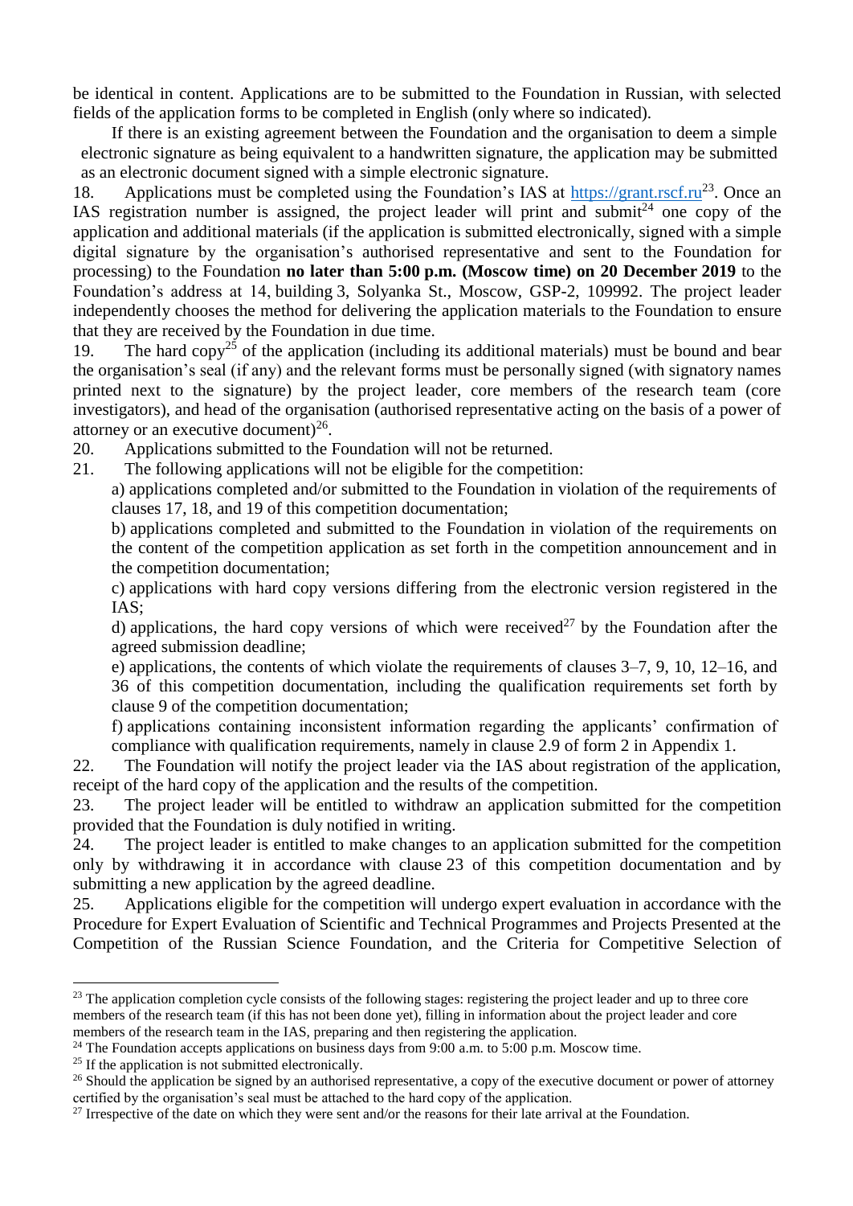be identical in content. Applications are to be submitted to the Foundation in Russian, with selected fields of the application forms to be completed in English (only where so indicated).

If there is an existing agreement between the Foundation and the organisation to deem a simple electronic signature as being equivalent to a handwritten signature, the application may be submitted as an electronic document signed with a simple electronic signature.

18. Applications must be completed using the Foundation's IAS at https://grant.rscf.ru[23]. Once an IAS registration number is assigned, the project leader will print and submit[24] one copy of the application and additional materials (if the application is submitted electronically, signed with a simple digital signature by the organisation's authorised representative and sent to the Foundation for processing) to the Foundation **no later than 5:00 p.m. (Moscow time) on 20 December 2019** to the Foundation's address at 14, building 3, Solyanka St., Moscow, GSP-2, 109992. The project leader independently chooses the method for delivering the application materials to the Foundation to ensure that they are received by the Foundation in due time.

19. The hard copy[25] of the application (including its additional materials) must be bound and bear the organisation's seal (if any) and the relevant forms must be personally signed (with signatory names printed next to the signature) by the project leader, core members of the research team (core investigators), and head of the organisation (authorised representative acting on the basis of a power of attorney or an executive document)[26].

20. Applications submitted to the Foundation will not be returned.

21. The following applications will not be eligible for the competition:

a) applications completed and/or submitted to the Foundation in violation of the requirements of clauses 17, 18, and 19 of this competition documentation;

b) applications completed and submitted to the Foundation in violation of the requirements on the content of the competition application as set forth in the competition announcement and in the competition documentation;

c) applications with hard copy versions differing from the electronic version registered in the IAS;

d) applications, the hard copy versions of which were received[27] by the Foundation after the agreed submission deadline;

e) applications, the contents of which violate the requirements of clauses 3–7, 9, 10, 12–16, and 36 of this competition documentation, including the qualification requirements set forth by clause 9 of the competition documentation;

f) applications containing inconsistent information regarding the applicants' confirmation of compliance with qualification requirements, namely in clause 2.9 of form 2 in Appendix 1.

22. The Foundation will notify the project leader via the IAS about registration of the application, receipt of the hard copy of the application and the results of the competition.

23. The project leader will be entitled to withdraw an application submitted for the competition provided that the Foundation is duly notified in writing.

24. The project leader is entitled to make changes to an application submitted for the competition only by withdrawing it in accordance with clause 23 of this competition documentation and by submitting a new application by the agreed deadline.

25. Applications eligible for the competition will undergo expert evaluation in accordance with the Procedure for Expert Evaluation of Scientific and Technical Programmes and Projects Presented at the Competition of the Russian Science Foundation, and the Criteria for Competitive Selection of

---

[23] The application completion cycle consists of the following stages: registering the project leader and up to three core members of the research team (if this has not been done yet), filling in information about the project leader and core members of the research team in the IAS, preparing and then registering the application.

[24] The Foundation accepts applications on business days from 9:00 a.m. to 5:00 p.m. Moscow time.

[25] If the application is not submitted electronically.

[26] Should the application be signed by an authorised representative, a copy of the executive document or power of attorney certified by the organisation's seal must be attached to the hard copy of the application.

[27] Irrespective of the date on which they were sent and/or the reasons for their late arrival at the Foundation.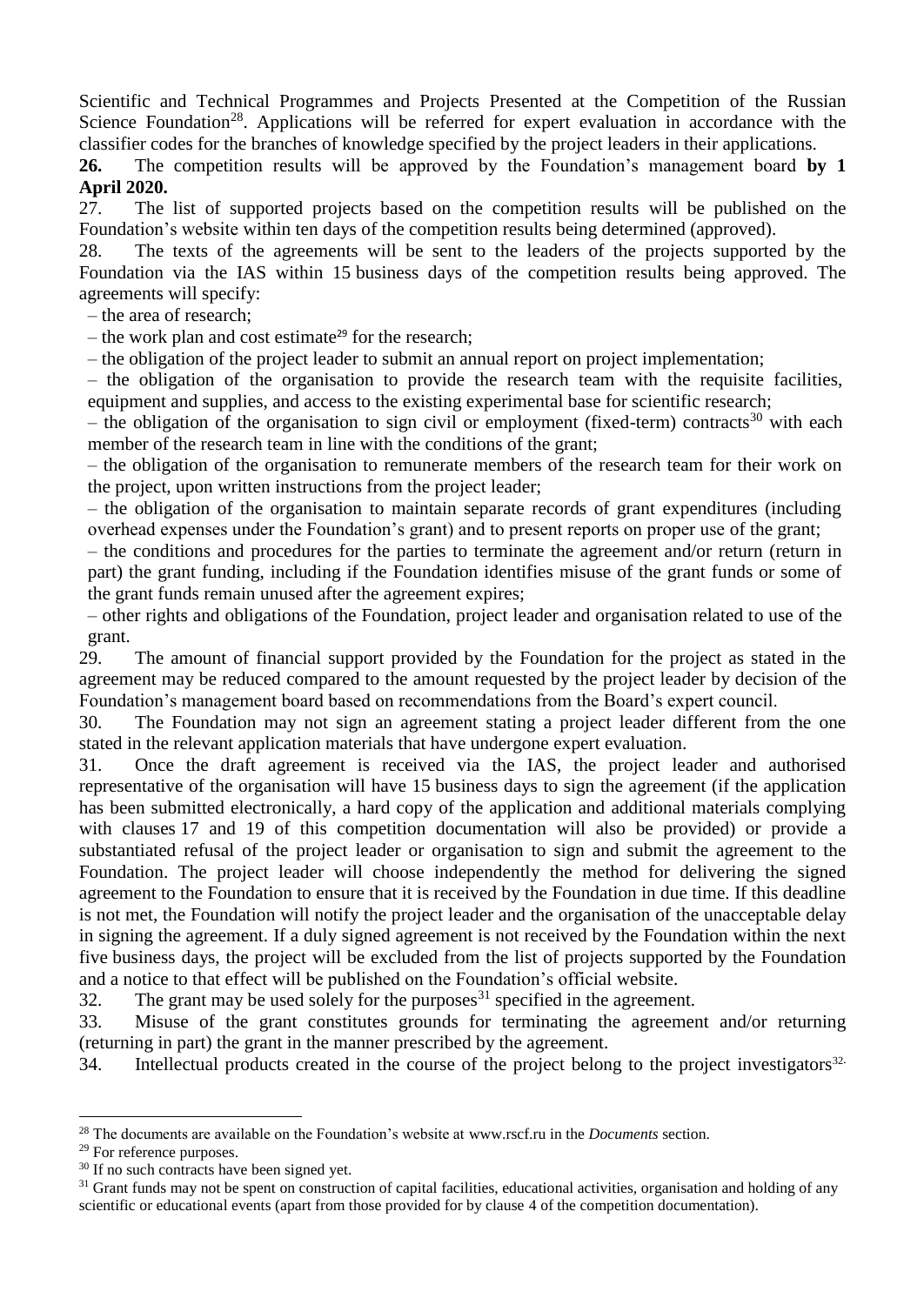Scientific and Technical Programmes and Projects Presented at the Competition of the Russian Science Foundation[28]. Applications will be referred for expert evaluation in accordance with the classifier codes for the branches of knowledge specified by the project leaders in their applications.

**26.** The competition results will be approved by the Foundation's management board **by 1 April 2020.**

27. The list of supported projects based on the competition results will be published on the Foundation's website within ten days of the competition results being determined (approved).

28. The texts of the agreements will be sent to the leaders of the projects supported by the Foundation via the IAS within 15 business days of the competition results being approved. The agreements will specify:

– the area of research;

– the work plan and cost estimate[29] for the research;

– the obligation of the project leader to submit an annual report on project implementation;

– the obligation of the organisation to provide the research team with the requisite facilities, equipment and supplies, and access to the existing experimental base for scientific research;

– the obligation of the organisation to sign civil or employment (fixed-term) contracts[30] with each member of the research team in line with the conditions of the grant;

– the obligation of the organisation to remunerate members of the research team for their work on the project, upon written instructions from the project leader;

– the obligation of the organisation to maintain separate records of grant expenditures (including overhead expenses under the Foundation's grant) and to present reports on proper use of the grant;

– the conditions and procedures for the parties to terminate the agreement and/or return (return in part) the grant funding, including if the Foundation identifies misuse of the grant funds or some of the grant funds remain unused after the agreement expires;

– other rights and obligations of the Foundation, project leader and organisation related to use of the grant.

29. The amount of financial support provided by the Foundation for the project as stated in the agreement may be reduced compared to the amount requested by the project leader by decision of the Foundation's management board based on recommendations from the Board's expert council.

30. The Foundation may not sign an agreement stating a project leader different from the one stated in the relevant application materials that have undergone expert evaluation.

31. Once the draft agreement is received via the IAS, the project leader and authorised representative of the organisation will have 15 business days to sign the agreement (if the application has been submitted electronically, a hard copy of the application and additional materials complying with clauses 17 and 19 of this competition documentation will also be provided) or provide a substantiated refusal of the project leader or organisation to sign and submit the agreement to the Foundation. The project leader will choose independently the method for delivering the signed agreement to the Foundation to ensure that it is received by the Foundation in due time. If this deadline is not met, the Foundation will notify the project leader and the organisation of the unacceptable delay in signing the agreement. If a duly signed agreement is not received by the Foundation within the next five business days, the project will be excluded from the list of projects supported by the Foundation and a notice to that effect will be published on the Foundation's official website.

32. The grant may be used solely for the purposes[31] specified in the agreement.

33. Misuse of the grant constitutes grounds for terminating the agreement and/or returning (returning in part) the grant in the manner prescribed by the agreement.

34. Intellectual products created in the course of the project belong to the project investigators[32].

---

[28] The documents are available on the Foundation's website at www.rscf.ru in the *Documents* section.

[29] For reference purposes.

[30] If no such contracts have been signed yet.

[31] Grant funds may not be spent on construction of capital facilities, educational activities, organisation and holding of any scientific or educational events (apart from those provided for by clause 4 of the competition documentation).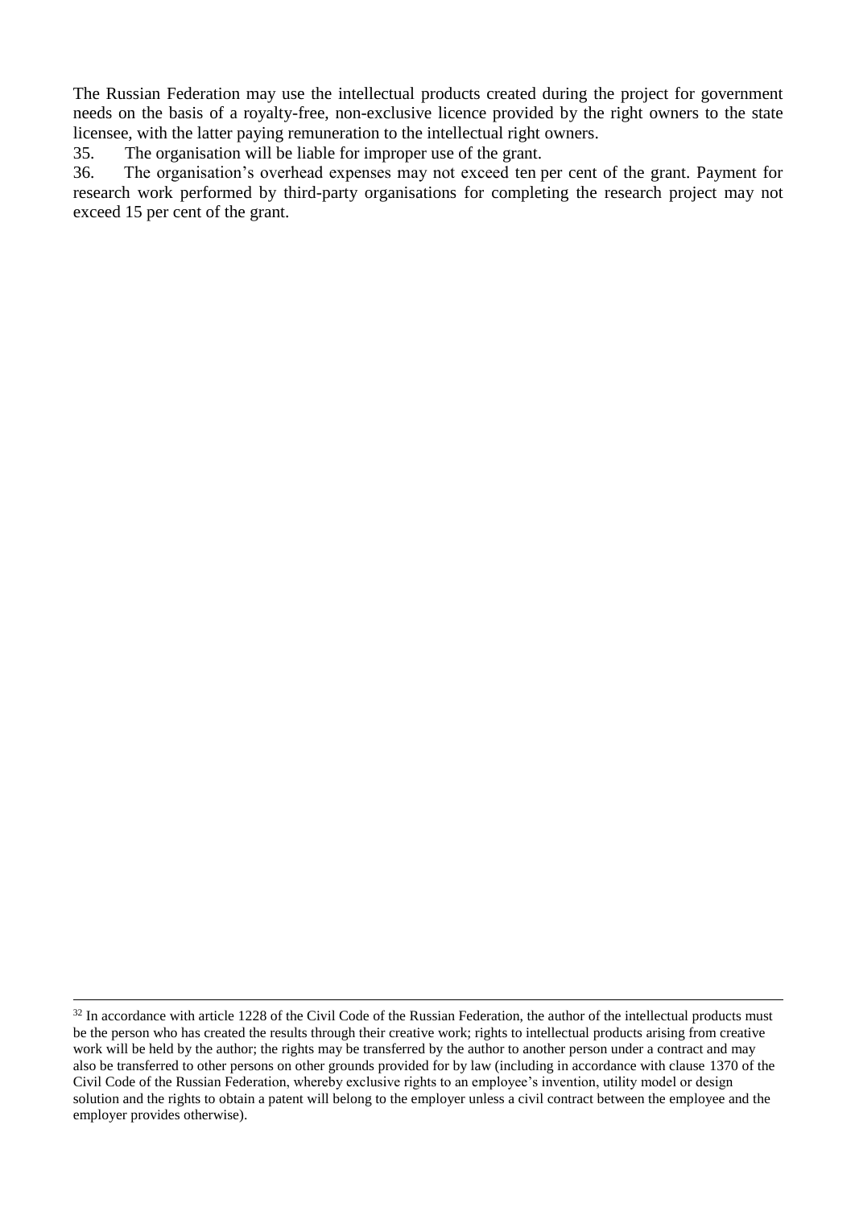The Russian Federation may use the intellectual products created during the project for government needs on the basis of a royalty-free, non-exclusive licence provided by the right owners to the state licensee, with the latter paying remuneration to the intellectual right owners.

35. The organisation will be liable for improper use of the grant.

36. The organisation's overhead expenses may not exceed ten per cent of the grant. Payment for research work performed by third-party organisations for completing the research project may not exceed 15 per cent of the grant.

---

[32] In accordance with article 1228 of the Civil Code of the Russian Federation, the author of the intellectual products must be the person who has created the results through their creative work; rights to intellectual products arising from creative work will be held by the author; the rights may be transferred by the author to another person under a contract and may also be transferred to other persons on other grounds provided for by law (including in accordance with clause 1370 of the Civil Code of the Russian Federation, whereby exclusive rights to an employee's invention, utility model or design solution and the rights to obtain a patent will belong to the employer unless a civil contract between the employee and the employer provides otherwise).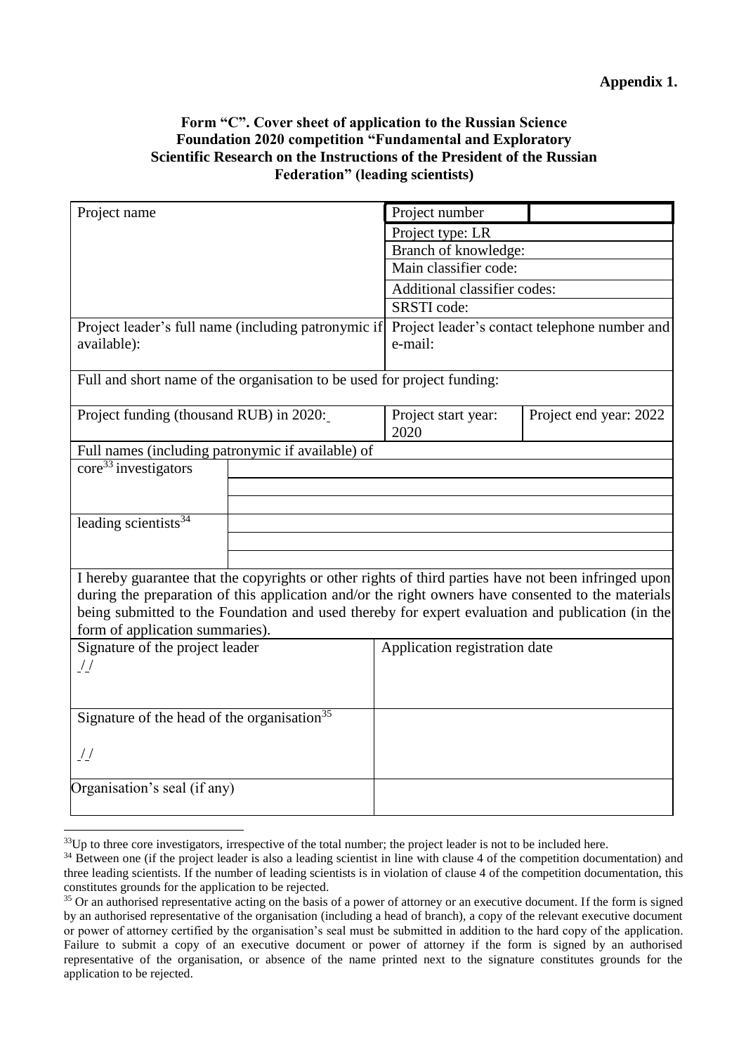**Appendix 1.**

**Form "C". Cover sheet of application to the Russian Science Foundation 2020 competition "Fundamental and Exploratory Scientific Research on the Instructions of the President of the Russian Federation" (leading scientists)**

| Project name | | Project number | |
|---|---|---|---|
| | | Project type: LR | |
| | | Branch of knowledge: | |
| | | Main classifier code: | |
| | | Additional classifier codes: | |
| | | SRSTI code: | |
| Project leader's full name (including patronymic if available): | | Project leader's contact telephone number and e-mail: | |
| Full and short name of the organisation to be used for project funding: | | | |
| Project funding (thousand RUB) in 2020: | | Project start year: 2020 | Project end year: 2022 |
| Full names (including patronymic if available) of | | | |
| core[33] investigators | | | |
| | | | |
| | | | |
| leading scientists[34] | | | |
| | | | |
| | | | |
| I hereby guarantee that the copyrights or other rights of third parties have not been infringed upon during the preparation of this application and/or the right owners have consented to the materials being submitted to the Foundation and used thereby for expert evaluation and publication (in the form of application summaries). | | | |
| Signature of the project leader / / | | Application registration date | |
| Signature of the head of the organisation[35] / / | | | |
| Organisation's seal (if any) | | | |

[33] Up to three core investigators, irrespective of the total number; the project leader is not to be included here.

[34] Between one (if the project leader is also a leading scientist in line with clause 4 of the competition documentation) and three leading scientists. If the number of leading scientists is in violation of clause 4 of the competition documentation, this constitutes grounds for the application to be rejected.

[35] Or an authorised representative acting on the basis of a power of attorney or an executive document. If the form is signed by an authorised representative of the organisation (including a head of branch), a copy of the relevant executive document or power of attorney certified by the organisation's seal must be submitted in addition to the hard copy of the application. Failure to submit a copy of an executive document or power of attorney if the form is signed by an authorised representative of the organisation, or absence of the name printed next to the signature constitutes grounds for the application to be rejected.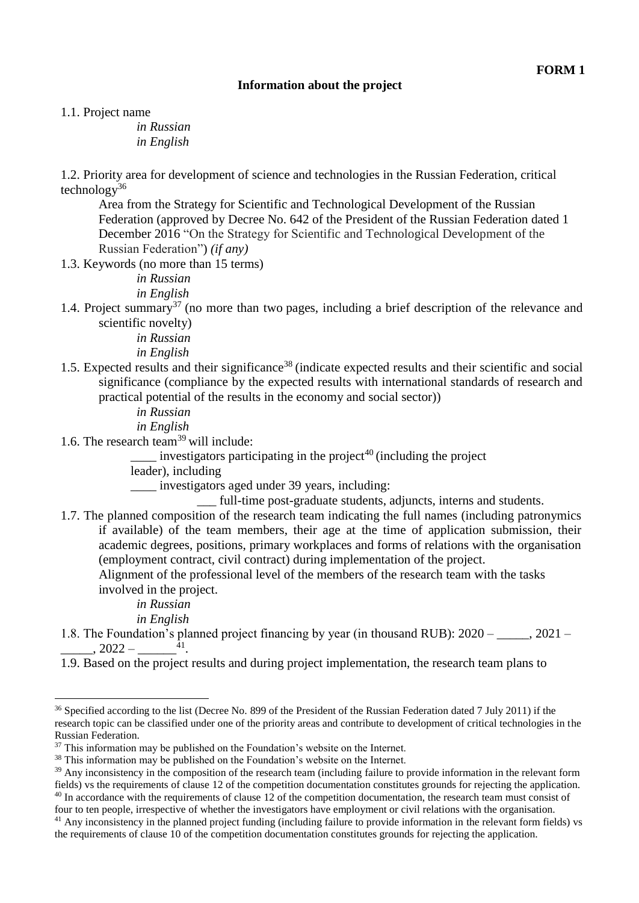**FORM 1**

**Information about the project**

1.1. Project name

*in Russian*
*in English*

1.2. Priority area for development of science and technologies in the Russian Federation, critical technology[36]

Area from the Strategy for Scientific and Technological Development of the Russian Federation (approved by Decree No. 642 of the President of the Russian Federation dated 1 December 2016 "On the Strategy for Scientific and Technological Development of the Russian Federation") *(if any)*

1.3. Keywords (no more than 15 terms)

*in Russian*
*in English*

1.4. Project summary[37] (no more than two pages, including a brief description of the relevance and scientific novelty)

*in Russian*
*in English*

1.5. Expected results and their significance[38] (indicate expected results and their scientific and social significance (compliance by the expected results with international standards of research and practical potential of the results in the economy and social sector))

*in Russian*
*in English*

1.6. The research team[39] will include:

____ investigators participating in the project[40] (including the project leader), including

____ investigators aged under 39 years, including:

___ full-time post-graduate students, adjuncts, interns and students.

1.7. The planned composition of the research team indicating the full names (including patronymics if available) of the team members, their age at the time of application submission, their academic degrees, positions, primary workplaces and forms of relations with the organisation (employment contract, civil contract) during implementation of the project.

Alignment of the professional level of the members of the research team with the tasks involved in the project.

*in Russian*
*in English*

1.8. The Foundation's planned project financing by year (in thousand RUB): 2020 – _____, 2021 – _____, 2022 – ______[41].

1.9. Based on the project results and during project implementation, the research team plans to

---

[36] Specified according to the list (Decree No. 899 of the President of the Russian Federation dated 7 July 2011) if the research topic can be classified under one of the priority areas and contribute to development of critical technologies in the Russian Federation.

[37] This information may be published on the Foundation's website on the Internet.

[38] This information may be published on the Foundation's website on the Internet.

[39] Any inconsistency in the composition of the research team (including failure to provide information in the relevant form fields) vs the requirements of clause 12 of the competition documentation constitutes grounds for rejecting the application.

[40] In accordance with the requirements of clause 12 of the competition documentation, the research team must consist of four to ten people, irrespective of whether the investigators have employment or civil relations with the organisation.

[41] Any inconsistency in the planned project funding (including failure to provide information in the relevant form fields) vs the requirements of clause 10 of the competition documentation constitutes grounds for rejecting the application.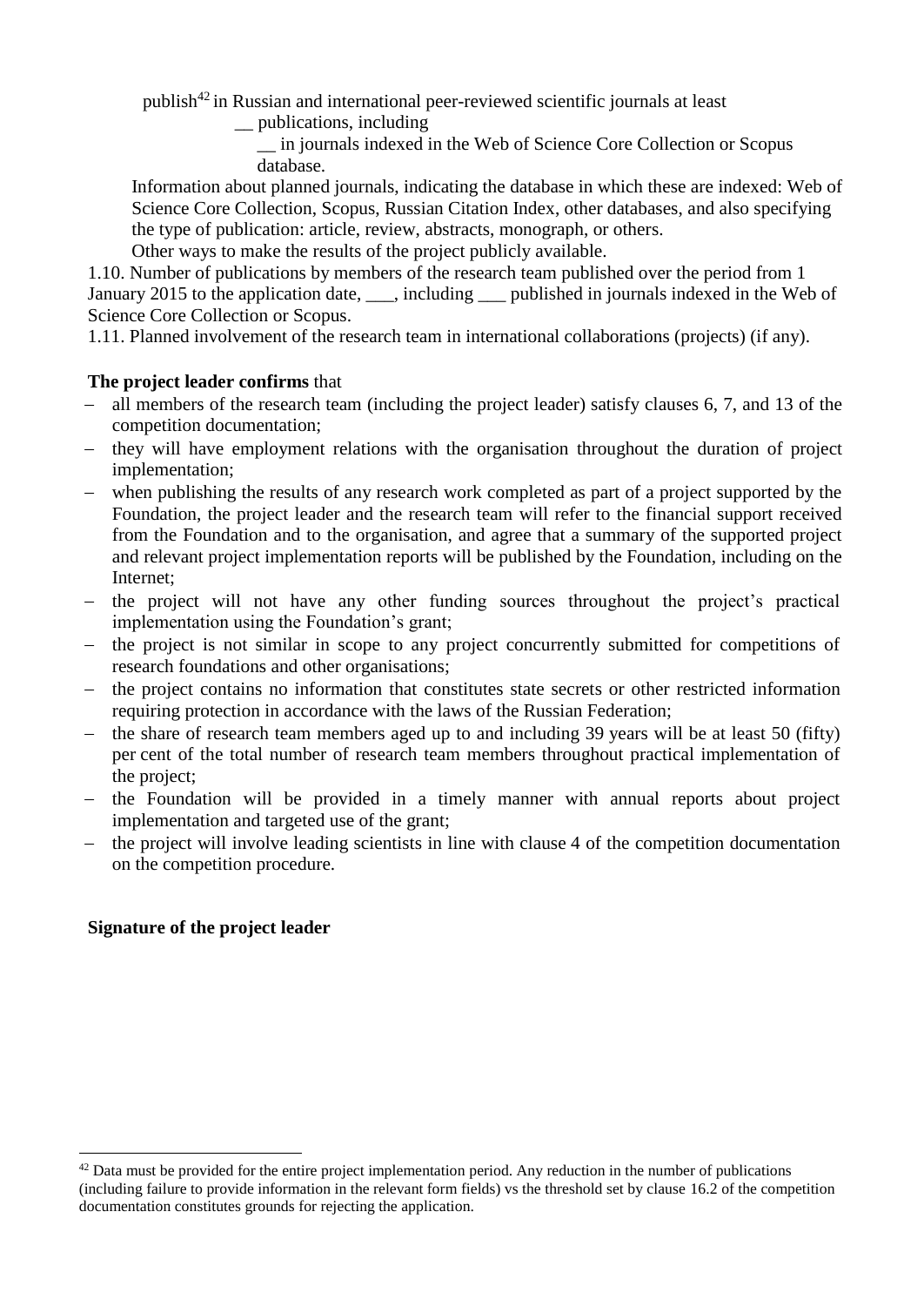publish[42] in Russian and international peer-reviewed scientific journals at least

__ publications, including

__ in journals indexed in the Web of Science Core Collection or Scopus database.

Information about planned journals, indicating the database in which these are indexed: Web of Science Core Collection, Scopus, Russian Citation Index, other databases, and also specifying the type of publication: article, review, abstracts, monograph, or others.

Other ways to make the results of the project publicly available.

1.10. Number of publications by members of the research team published over the period from 1 January 2015 to the application date, ___, including ___ published in journals indexed in the Web of Science Core Collection or Scopus.

1.11. Planned involvement of the research team in international collaborations (projects) (if any).

**The project leader confirms** that

- all members of the research team (including the project leader) satisfy clauses 6, 7, and 13 of the competition documentation;
- they will have employment relations with the organisation throughout the duration of project implementation;
- when publishing the results of any research work completed as part of a project supported by the Foundation, the project leader and the research team will refer to the financial support received from the Foundation and to the organisation, and agree that a summary of the supported project and relevant project implementation reports will be published by the Foundation, including on the Internet;
- the project will not have any other funding sources throughout the project's practical implementation using the Foundation's grant;
- the project is not similar in scope to any project concurrently submitted for competitions of research foundations and other organisations;
- the project contains no information that constitutes state secrets or other restricted information requiring protection in accordance with the laws of the Russian Federation;
- the share of research team members aged up to and including 39 years will be at least 50 (fifty) per cent of the total number of research team members throughout practical implementation of the project;
- the Foundation will be provided in a timely manner with annual reports about project implementation and targeted use of the grant;
- the project will involve leading scientists in line with clause 4 of the competition documentation on the competition procedure.

**Signature of the project leader**

[42] Data must be provided for the entire project implementation period. Any reduction in the number of publications (including failure to provide information in the relevant form fields) vs the threshold set by clause 16.2 of the competition documentation constitutes grounds for rejecting the application.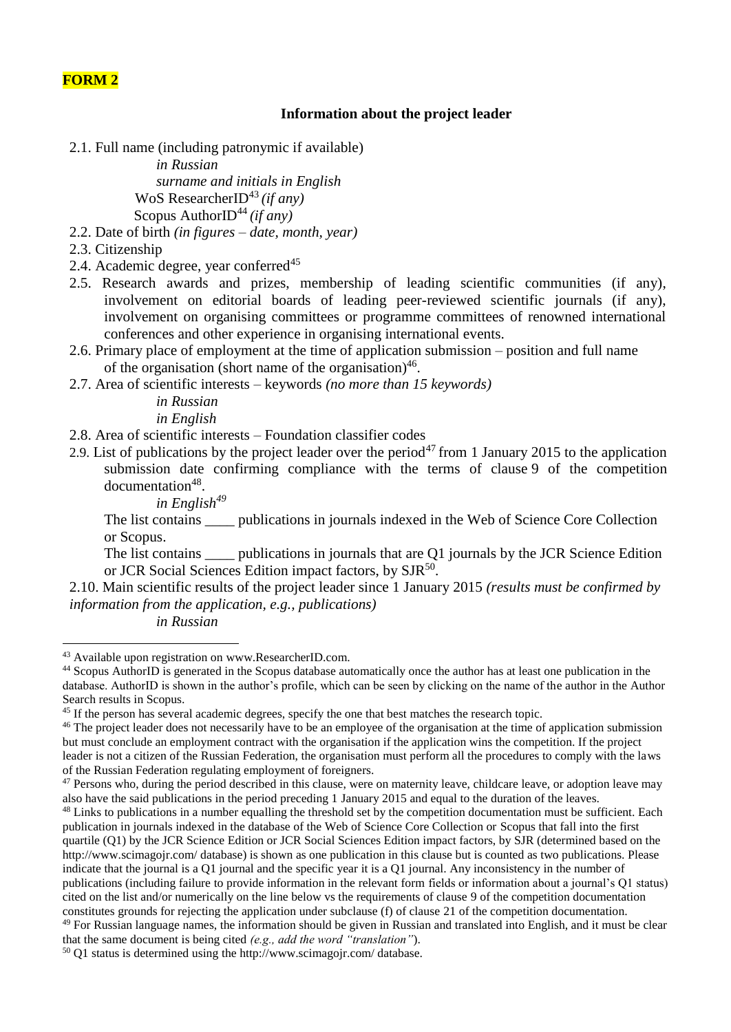**FORM 2**

**Information about the project leader**

2.1. Full name (including patronymic if available)

*in Russian*

*surname and initials in English*

WoS ResearcherID[43] *(if any)*

Scopus AuthorID[44] *(if any)*

2.2. Date of birth *(in figures – date, month, year)*

2.3. Citizenship

2.4. Academic degree, year conferred[45]

2.5. Research awards and prizes, membership of leading scientific communities (if any), involvement on editorial boards of leading peer-reviewed scientific journals (if any), involvement on organising committees or programme committees of renowned international conferences and other experience in organising international events.

2.6. Primary place of employment at the time of application submission – position and full name of the organisation (short name of the organisation)[46].

2.7. Area of scientific interests – keywords *(no more than 15 keywords)*

*in Russian*

*in English*

2.8. Area of scientific interests – Foundation classifier codes

2.9. List of publications by the project leader over the period[47] from 1 January 2015 to the application submission date confirming compliance with the terms of clause 9 of the competition documentation[48].

*in English[49]*

The list contains ____ publications in journals indexed in the Web of Science Core Collection or Scopus.

The list contains ____ publications in journals that are Q1 journals by the JCR Science Edition or JCR Social Sciences Edition impact factors, by SJR[50].

2.10. Main scientific results of the project leader since 1 January 2015 *(results must be confirmed by information from the application, e.g., publications)*

*in Russian*

---

[43] Available upon registration on www.ResearcherID.com.

[44] Scopus AuthorID is generated in the Scopus database automatically once the author has at least one publication in the database. AuthorID is shown in the author's profile, which can be seen by clicking on the name of the author in the Author Search results in Scopus.

[45] If the person has several academic degrees, specify the one that best matches the research topic.

[46] The project leader does not necessarily have to be an employee of the organisation at the time of application submission but must conclude an employment contract with the organisation if the application wins the competition. If the project leader is not a citizen of the Russian Federation, the organisation must perform all the procedures to comply with the laws of the Russian Federation regulating employment of foreigners.

[47] Persons who, during the period described in this clause, were on maternity leave, childcare leave, or adoption leave may also have the said publications in the period preceding 1 January 2015 and equal to the duration of the leaves.

[48] Links to publications in a number equalling the threshold set by the competition documentation must be sufficient. Each publication in journals indexed in the database of the Web of Science Core Collection or Scopus that fall into the first quartile (Q1) by the JCR Science Edition or JCR Social Sciences Edition impact factors, by SJR (determined based on the http://www.scimagojr.com/ database) is shown as one publication in this clause but is counted as two publications. Please indicate that the journal is a Q1 journal and the specific year it is a Q1 journal. Any inconsistency in the number of publications (including failure to provide information in the relevant form fields or information about a journal's Q1 status) cited on the list and/or numerically on the line below vs the requirements of clause 9 of the competition documentation constitutes grounds for rejecting the application under subclause (f) of clause 21 of the competition documentation.

[49] For Russian language names, the information should be given in Russian and translated into English, and it must be clear that the same document is being cited *(e.g., add the word "translation")*.

[50] Q1 status is determined using the http://www.scimagojr.com/ database.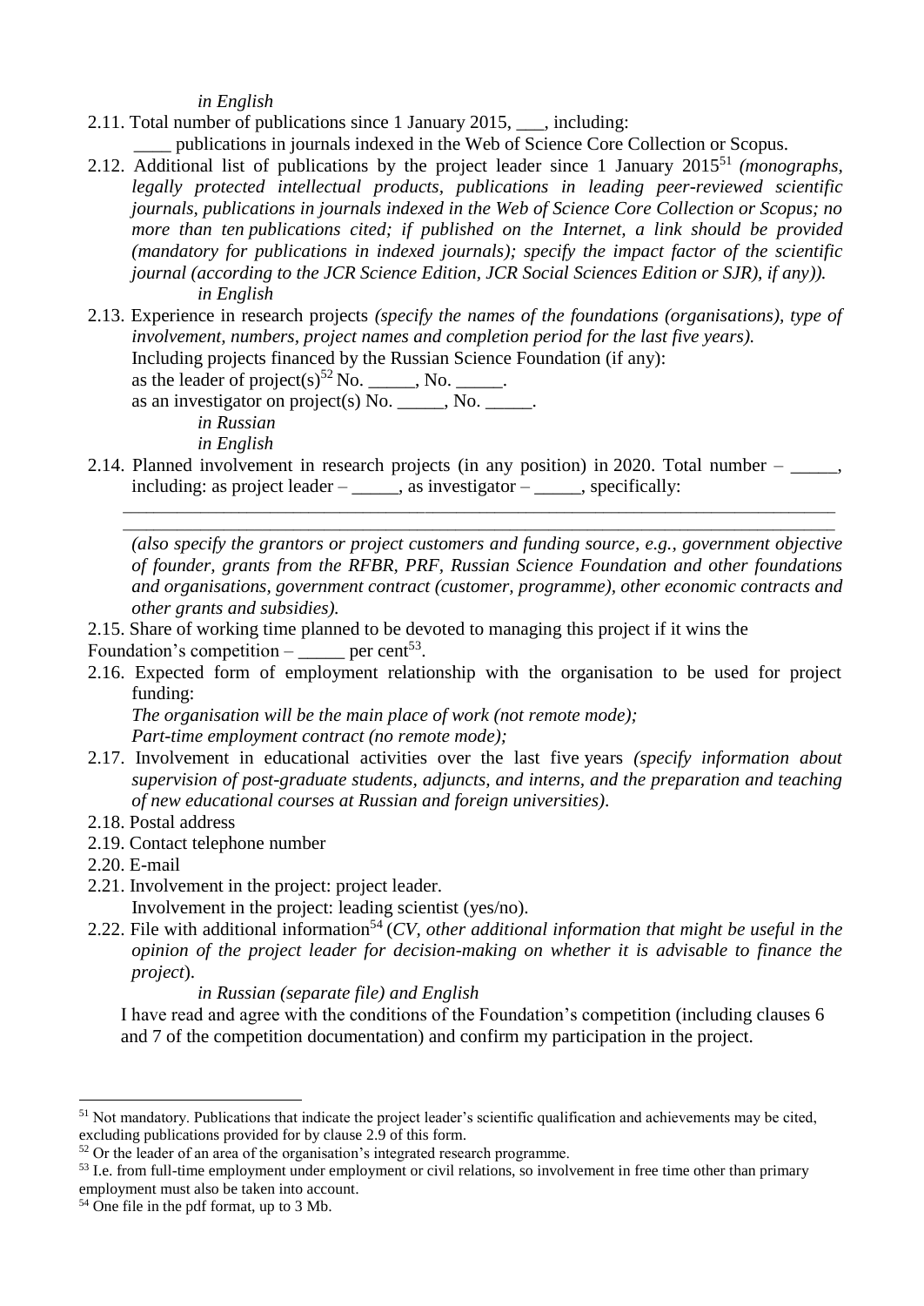*in English*

2.11. Total number of publications since 1 January 2015, ___, including:

\_\_\_\_ publications in journals indexed in the Web of Science Core Collection or Scopus.

2.12. Additional list of publications by the project leader since 1 January 2015[51] *(monographs, legally protected intellectual products, publications in leading peer-reviewed scientific journals, publications in journals indexed in the Web of Science Core Collection or Scopus; no more than ten publications cited; if published on the Internet, a link should be provided (mandatory for publications in indexed journals); specify the impact factor of the scientific journal (according to the JCR Science Edition, JCR Social Sciences Edition or SJR), if any)).*

*in English*

2.13. Experience in research projects *(specify the names of the foundations (organisations), type of involvement, numbers, project names and completion period for the last five years).*

Including projects financed by the Russian Science Foundation (if any):

as the leader of project(s)[52] No. \_\_\_\_\_, No. \_\_\_\_\_.

as an investigator on project(s) No. \_\_\_\_\_, No. \_\_\_\_\_.

*in Russian*

*in English*

2.14. Planned involvement in research projects (in any position) in 2020. Total number – \_\_\_\_\_, including: as project leader – \_\_\_\_\_, as investigator – \_\_\_\_\_, specifically:

\_\_\_\_\_\_\_\_\_\_\_\_\_\_\_\_\_\_\_\_\_\_\_\_\_\_\_\_\_\_\_\_\_\_\_\_\_\_\_\_\_\_\_\_\_\_\_\_\_\_\_\_\_\_\_\_\_\_\_\_\_\_\_\_\_\_\_\_\_\_\_\_\_\_\_\_

\_\_\_\_\_\_\_\_\_\_\_\_\_\_\_\_\_\_\_\_\_\_\_\_\_\_\_\_\_\_\_\_\_\_\_\_\_\_\_\_\_\_\_\_\_\_\_\_\_\_\_\_\_\_\_\_\_\_\_\_\_\_\_\_\_\_\_\_\_\_\_\_\_\_\_\_

*(also specify the grantors or project customers and funding source, e.g., government objective of founder, grants from the RFBR, PRF, Russian Science Foundation and other foundations and organisations, government contract (customer, programme), other economic contracts and other grants and subsidies).*

2.15. Share of working time planned to be devoted to managing this project if it wins the Foundation's competition – \_\_\_\_\_ per cent[53].

2.16. Expected form of employment relationship with the organisation to be used for project funding:

*The organisation will be the main place of work (not remote mode);*

*Part-time employment contract (no remote mode);*

2.17. Involvement in educational activities over the last five years *(specify information about supervision of post-graduate students, adjuncts, and interns, and the preparation and teaching of new educational courses at Russian and foreign universities).*

2.18. Postal address

2.19. Contact telephone number

2.20. E-mail

2.21. Involvement in the project: project leader.

Involvement in the project: leading scientist (yes/no).

2.22. File with additional information[54] (*CV, other additional information that might be useful in the opinion of the project leader for decision-making on whether it is advisable to finance the project*).

*in Russian (separate file) and English*

I have read and agree with the conditions of the Foundation's competition (including clauses 6 and 7 of the competition documentation) and confirm my participation in the project.

---

[51] Not mandatory. Publications that indicate the project leader's scientific qualification and achievements may be cited, excluding publications provided for by clause 2.9 of this form.

[52] Or the leader of an area of the organisation's integrated research programme.

[53] I.e. from full-time employment under employment or civil relations, so involvement in free time other than primary employment must also be taken into account.

[54] One file in the pdf format, up to 3 Mb.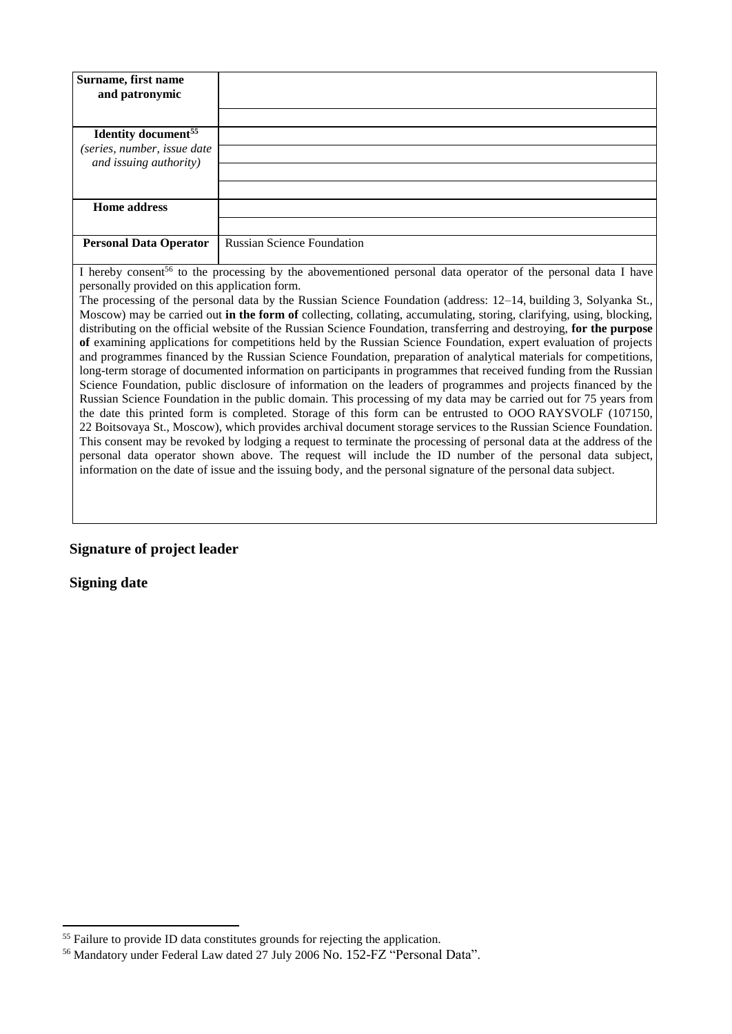| **Surname, first name and patronymic** | |
|---|---|
| | |
| **Identity document**[55] *(series, number, issue date and issuing authority)* | |
| | |
| | |
| | |
| **Home address** | |
| | |
| **Personal Data Operator** | Russian Science Foundation |

I hereby consent[56] to the processing by the abovementioned personal data operator of the personal data I have personally provided on this application form.

The processing of the personal data by the Russian Science Foundation (address: 12–14, building 3, Solyanka St., Moscow) may be carried out **in the form of** collecting, collating, accumulating, storing, clarifying, using, blocking, distributing on the official website of the Russian Science Foundation, transferring and destroying, **for the purpose of** examining applications for competitions held by the Russian Science Foundation, expert evaluation of projects and programmes financed by the Russian Science Foundation, preparation of analytical materials for competitions, long-term storage of documented information on participants in programmes that received funding from the Russian Science Foundation, public disclosure of information on the leaders of programmes and projects financed by the Russian Science Foundation in the public domain. This processing of my data may be carried out for 75 years from the date this printed form is completed. Storage of this form can be entrusted to OOO RAYSVOLF (107150, 22 Boitsovaya St., Moscow), which provides archival document storage services to the Russian Science Foundation. This consent may be revoked by lodging a request to terminate the processing of personal data at the address of the personal data operator shown above. The request will include the ID number of the personal data subject, information on the date of issue and the issuing body, and the personal signature of the personal data subject.

**Signature of project leader**

**Signing date**

[55] Failure to provide ID data constitutes grounds for rejecting the application.

[56] Mandatory under Federal Law dated 27 July 2006 No. 152-FZ "Personal Data".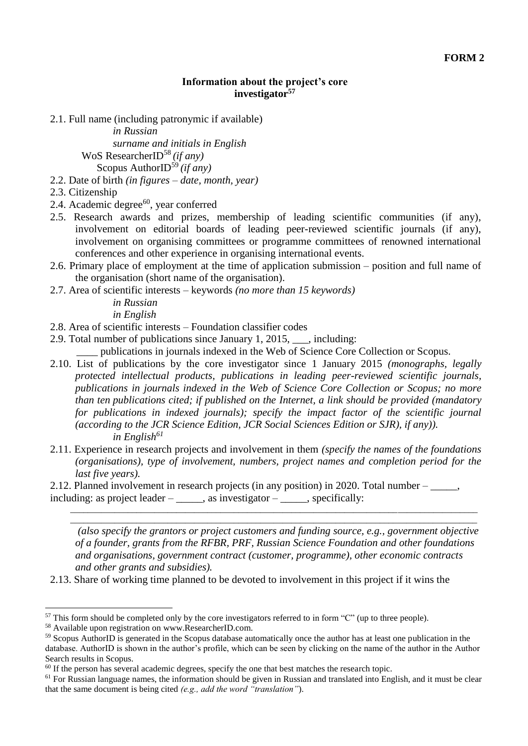**FORM 2**

**Information about the project's core investigator[57]**

2.1. Full name (including patronymic if available)

*in Russian*

*surname and initials in English*

WoS ResearcherID[58] *(if any)*

Scopus AuthorID[59] *(if any)*

2.2. Date of birth *(in figures – date, month, year)*

2.3. Citizenship

2.4. Academic degree[60], year conferred

2.5. Research awards and prizes, membership of leading scientific communities (if any), involvement on editorial boards of leading peer-reviewed scientific journals (if any), involvement on organising committees or programme committees of renowned international conferences and other experience in organising international events.

2.6. Primary place of employment at the time of application submission – position and full name of the organisation (short name of the organisation).

2.7. Area of scientific interests – keywords *(no more than 15 keywords)*

*in Russian*

*in English*

2.8. Area of scientific interests – Foundation classifier codes

2.9. Total number of publications since January 1, 2015, ___, including:

____ publications in journals indexed in the Web of Science Core Collection or Scopus.

2.10. List of publications by the core investigator since 1 January 2015 *(monographs, legally protected intellectual products, publications in leading peer-reviewed scientific journals, publications in journals indexed in the Web of Science Core Collection or Scopus; no more than ten publications cited; if published on the Internet, a link should be provided (mandatory for publications in indexed journals); specify the impact factor of the scientific journal (according to the JCR Science Edition, JCR Social Sciences Edition or SJR), if any)).*

*in English[61]*

2.11. Experience in research projects and involvement in them *(specify the names of the foundations (organisations), type of involvement, numbers, project names and completion period for the last five years).*

2.12. Planned involvement in research projects (in any position) in 2020. Total number – _____, including: as project leader – _____, as investigator – _____, specifically:

______________________________________________________________________________

______________________________________________________________________________

*(also specify the grantors or project customers and funding source, e.g., government objective of a founder, grants from the RFBR, PRF, Russian Science Foundation and other foundations and organisations, government contract (customer, programme), other economic contracts and other grants and subsidies).*

2.13. Share of working time planned to be devoted to involvement in this project if it wins the

---

[57] This form should be completed only by the core investigators referred to in form "C" (up to three people).

[58] Available upon registration on www.ResearcherID.com.

[59] Scopus AuthorID is generated in the Scopus database automatically once the author has at least one publication in the database. AuthorID is shown in the author's profile, which can be seen by clicking on the name of the author in the Author Search results in Scopus.

[60] If the person has several academic degrees, specify the one that best matches the research topic.

[61] For Russian language names, the information should be given in Russian and translated into English, and it must be clear that the same document is being cited *(e.g., add the word "translation"*).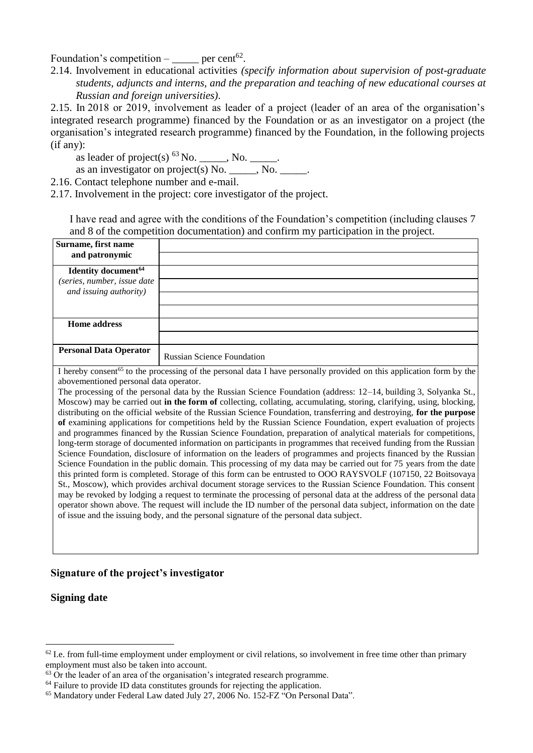Foundation's competition – _____ per cent[62].

2.14. Involvement in educational activities *(specify information about supervision of post-graduate students, adjuncts and interns, and the preparation and teaching of new educational courses at Russian and foreign universities)*.

2.15. In 2018 or 2019, involvement as leader of a project (leader of an area of the organisation's integrated research programme) financed by the Foundation or as an investigator on a project (the organisation's integrated research programme) financed by the Foundation, in the following projects (if any):

as leader of project(s) [63] No. _____, No. _____.

as an investigator on project(s) No. _____, No. _____.

2.16. Contact telephone number and e-mail.

2.17. Involvement in the project: core investigator of the project.

I have read and agree with the conditions of the Foundation's competition (including clauses 7 and 8 of the competition documentation) and confirm my participation in the project.

| **Surname, first name and patronymic** | |
|---|---|
| | |
| **Identity document[64]** *(series, number, issue date and issuing authority)* | |
| | |
| | |
| | |
| **Home address** | |
| | |
| **Personal Data Operator** | Russian Science Foundation |

I hereby consent[65] to the processing of the personal data I have personally provided on this application form by the abovementioned personal data operator.

The processing of the personal data by the Russian Science Foundation (address: 12–14, building 3, Solyanka St., Moscow) may be carried out **in the form of** collecting, collating, accumulating, storing, clarifying, using, blocking, distributing on the official website of the Russian Science Foundation, transferring and destroying, **for the purpose of** examining applications for competitions held by the Russian Science Foundation, expert evaluation of projects and programmes financed by the Russian Science Foundation, preparation of analytical materials for competitions, long-term storage of documented information on participants in programmes that received funding from the Russian Science Foundation, disclosure of information on the leaders of programmes and projects financed by the Russian Science Foundation in the public domain. This processing of my data may be carried out for 75 years from the date this printed form is completed. Storage of this form can be entrusted to OOO RAYSVOLF (107150, 22 Boitsovaya St., Moscow), which provides archival document storage services to the Russian Science Foundation. This consent may be revoked by lodging a request to terminate the processing of personal data at the address of the personal data operator shown above. The request will include the ID number of the personal data subject, information on the date of issue and the issuing body, and the personal signature of the personal data subject.

**Signature of the project's investigator**

**Signing date**

---

[62] I.e. from full-time employment under employment or civil relations, so involvement in free time other than primary employment must also be taken into account.

[63] Or the leader of an area of the organisation's integrated research programme.

[64] Failure to provide ID data constitutes grounds for rejecting the application.

[65] Mandatory under Federal Law dated July 27, 2006 No. 152-FZ "On Personal Data".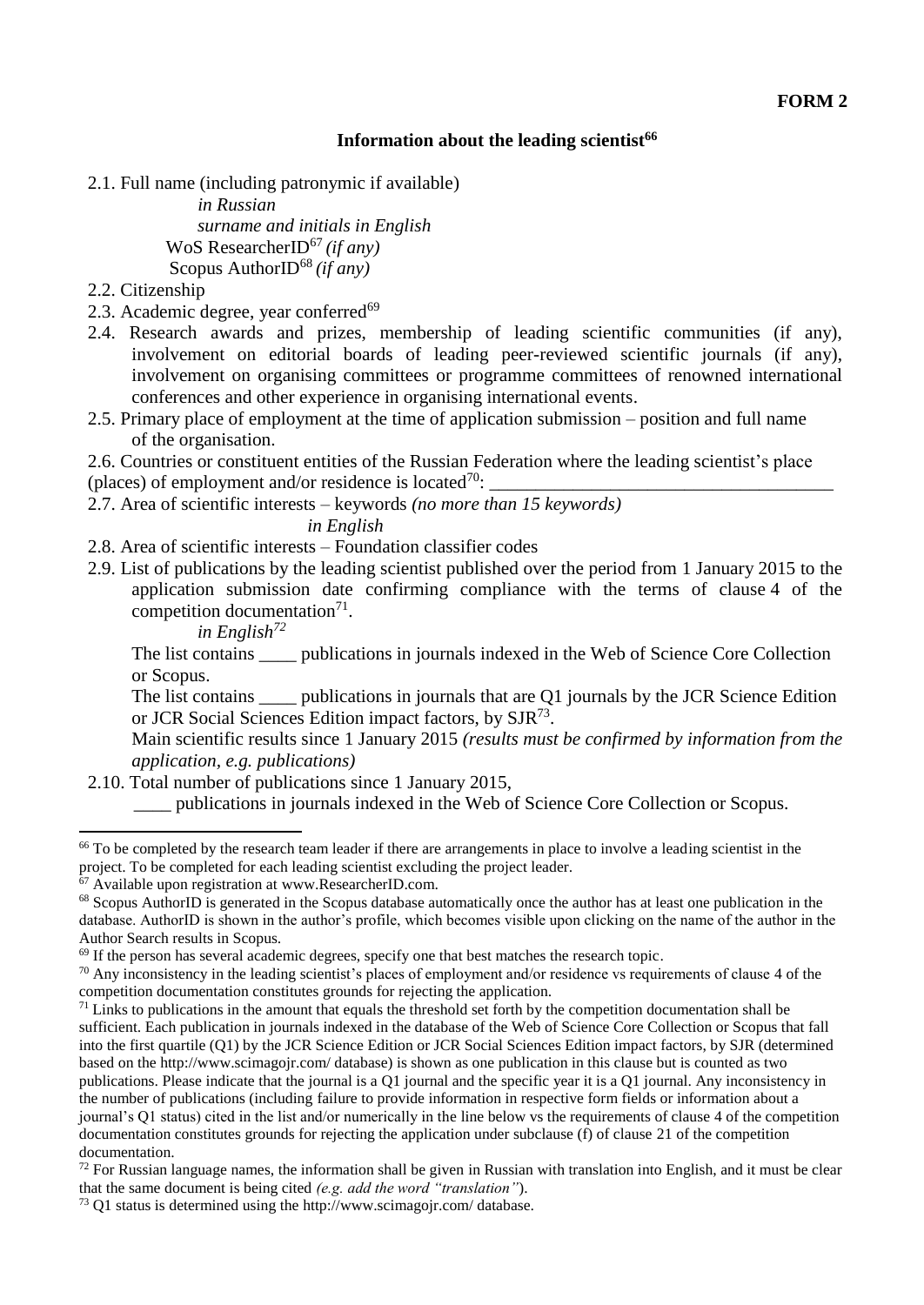**FORM 2**

## Information about the leading scientist[66]

2.1. Full name (including patronymic if available)

*in Russian*

*surname and initials in English*

WoS ResearcherID[67] *(if any)*

Scopus AuthorID[68] *(if any)*

2.2. Citizenship

2.3. Academic degree, year conferred[69]

2.4. Research awards and prizes, membership of leading scientific communities (if any), involvement on editorial boards of leading peer-reviewed scientific journals (if any), involvement on organising committees or programme committees of renowned international conferences and other experience in organising international events.

2.5. Primary place of employment at the time of application submission – position and full name of the organisation.

2.6. Countries or constituent entities of the Russian Federation where the leading scientist's place (places) of employment and/or residence is located[70]: ______________________________________

2.7. Area of scientific interests – keywords *(no more than 15 keywords)*

*in English*

2.8. Area of scientific interests – Foundation classifier codes

2.9. List of publications by the leading scientist published over the period from 1 January 2015 to the application submission date confirming compliance with the terms of clause 4 of the competition documentation[71].

*in English[72]*

The list contains ____ publications in journals indexed in the Web of Science Core Collection or Scopus.

The list contains ____ publications in journals that are Q1 journals by the JCR Science Edition or JCR Social Sciences Edition impact factors, by SJR[73].

Main scientific results since 1 January 2015 *(results must be confirmed by information from the application, e.g. publications)*

2.10. Total number of publications since 1 January 2015,

____ publications in journals indexed in the Web of Science Core Collection or Scopus.

---

[66] To be completed by the research team leader if there are arrangements in place to involve a leading scientist in the project. To be completed for each leading scientist excluding the project leader.

[67] Available upon registration at www.ResearcherID.com.

[68] Scopus AuthorID is generated in the Scopus database automatically once the author has at least one publication in the database. AuthorID is shown in the author's profile, which becomes visible upon clicking on the name of the author in the Author Search results in Scopus.

[69] If the person has several academic degrees, specify one that best matches the research topic.

[70] Any inconsistency in the leading scientist's places of employment and/or residence vs requirements of clause 4 of the competition documentation constitutes grounds for rejecting the application.

[71] Links to publications in the amount that equals the threshold set forth by the competition documentation shall be sufficient. Each publication in journals indexed in the database of the Web of Science Core Collection or Scopus that fall into the first quartile (Q1) by the JCR Science Edition or JCR Social Sciences Edition impact factors, by SJR (determined based on the http://www.scimagojr.com/ database) is shown as one publication in this clause but is counted as two publications. Please indicate that the journal is a Q1 journal and the specific year it is a Q1 journal. Any inconsistency in the number of publications (including failure to provide information in respective form fields or information about a journal's Q1 status) cited in the list and/or numerically in the line below vs the requirements of clause 4 of the competition documentation constitutes grounds for rejecting the application under subclause (f) of clause 21 of the competition documentation.

[72] For Russian language names, the information shall be given in Russian with translation into English, and it must be clear that the same document is being cited *(e.g. add the word "translation")*.

[73] Q1 status is determined using the http://www.scimagojr.com/ database.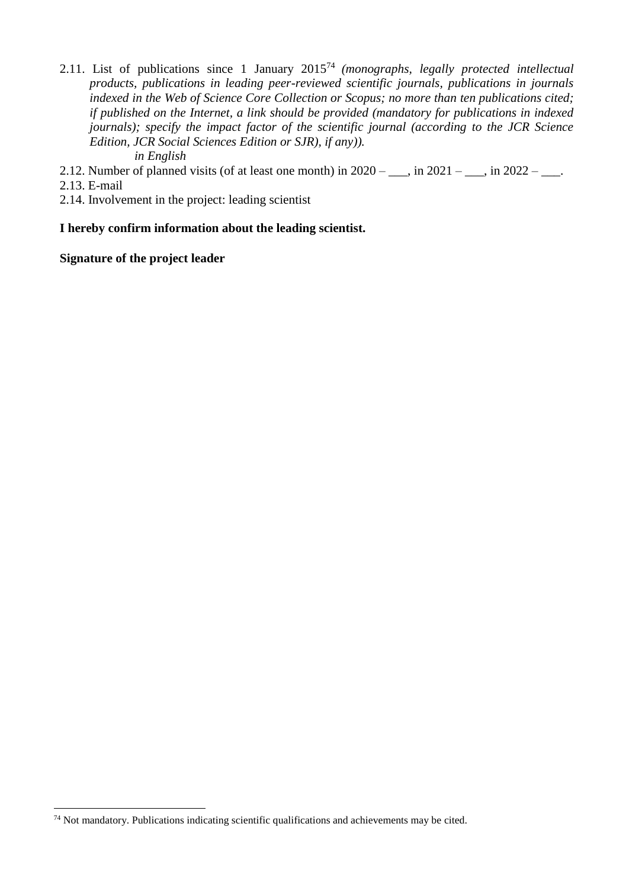2.11. List of publications since 1 January 2015[74] *(monographs, legally protected intellectual products, publications in leading peer-reviewed scientific journals, publications in journals indexed in the Web of Science Core Collection or Scopus; no more than ten publications cited; if published on the Internet, a link should be provided (mandatory for publications in indexed journals); specify the impact factor of the scientific journal (according to the JCR Science Edition, JCR Social Sciences Edition or SJR), if any)).*

*in English*

2.12. Number of planned visits (of at least one month) in 2020 – ___, in 2021 – ___, in 2022 – ___.

2.13. E-mail

2.14. Involvement in the project: leading scientist

**I hereby confirm information about the leading scientist.**

**Signature of the project leader**

[74] Not mandatory. Publications indicating scientific qualifications and achievements may be cited.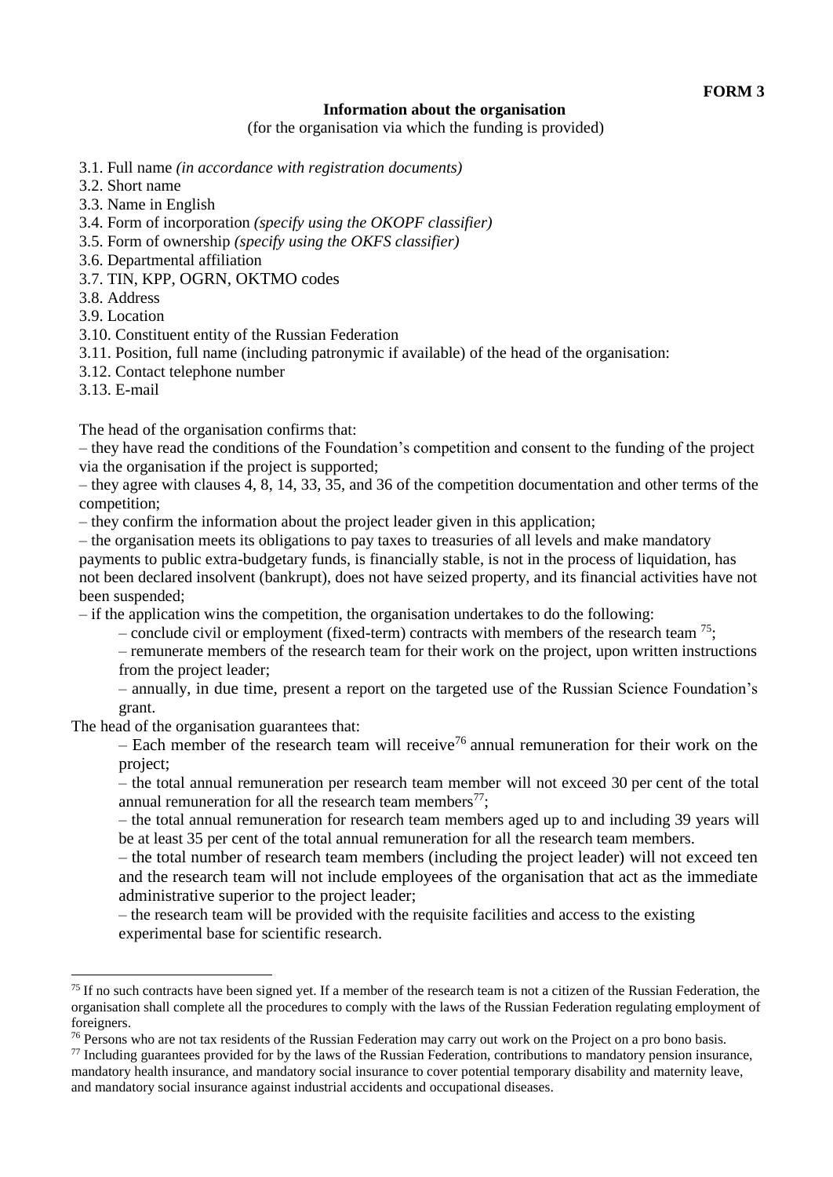**FORM 3**

## Information about the organisation

(for the organisation via which the funding is provided)

3.1. Full name *(in accordance with registration documents)*
3.2. Short name
3.3. Name in English
3.4. Form of incorporation *(specify using the OKOPF classifier)*
3.5. Form of ownership *(specify using the OKFS classifier)*
3.6. Departmental affiliation
3.7. TIN, KPP, OGRN, OKTMO codes
3.8. Address
3.9. Location
3.10. Constituent entity of the Russian Federation
3.11. Position, full name (including patronymic if available) of the head of the organisation:
3.12. Contact telephone number
3.13. E-mail

The head of the organisation confirms that:

– they have read the conditions of the Foundation's competition and consent to the funding of the project via the organisation if the project is supported;

– they agree with clauses 4, 8, 14, 33, 35, and 36 of the competition documentation and other terms of the competition;

– they confirm the information about the project leader given in this application;

– the organisation meets its obligations to pay taxes to treasuries of all levels and make mandatory payments to public extra-budgetary funds, is financially stable, is not in the process of liquidation, has not been declared insolvent (bankrupt), does not have seized property, and its financial activities have not been suspended;

– if the application wins the competition, the organisation undertakes to do the following:

– conclude civil or employment (fixed-term) contracts with members of the research team [75];

– remunerate members of the research team for their work on the project, upon written instructions from the project leader;

– annually, in due time, present a report on the targeted use of the Russian Science Foundation's grant.

The head of the organisation guarantees that:

– Each member of the research team will receive[76] annual remuneration for their work on the project;

– the total annual remuneration per research team member will not exceed 30 per cent of the total annual remuneration for all the research team members[77];

– the total annual remuneration for research team members aged up to and including 39 years will be at least 35 per cent of the total annual remuneration for all the research team members.

– the total number of research team members (including the project leader) will not exceed ten and the research team will not include employees of the organisation that act as the immediate administrative superior to the project leader;

– the research team will be provided with the requisite facilities and access to the existing experimental base for scientific research.

---

[75] If no such contracts have been signed yet. If a member of the research team is not a citizen of the Russian Federation, the organisation shall complete all the procedures to comply with the laws of the Russian Federation regulating employment of foreigners.

[76] Persons who are not tax residents of the Russian Federation may carry out work on the Project on a pro bono basis.

[77] Including guarantees provided for by the laws of the Russian Federation, contributions to mandatory pension insurance, mandatory health insurance, and mandatory social insurance to cover potential temporary disability and maternity leave, and mandatory social insurance against industrial accidents and occupational diseases.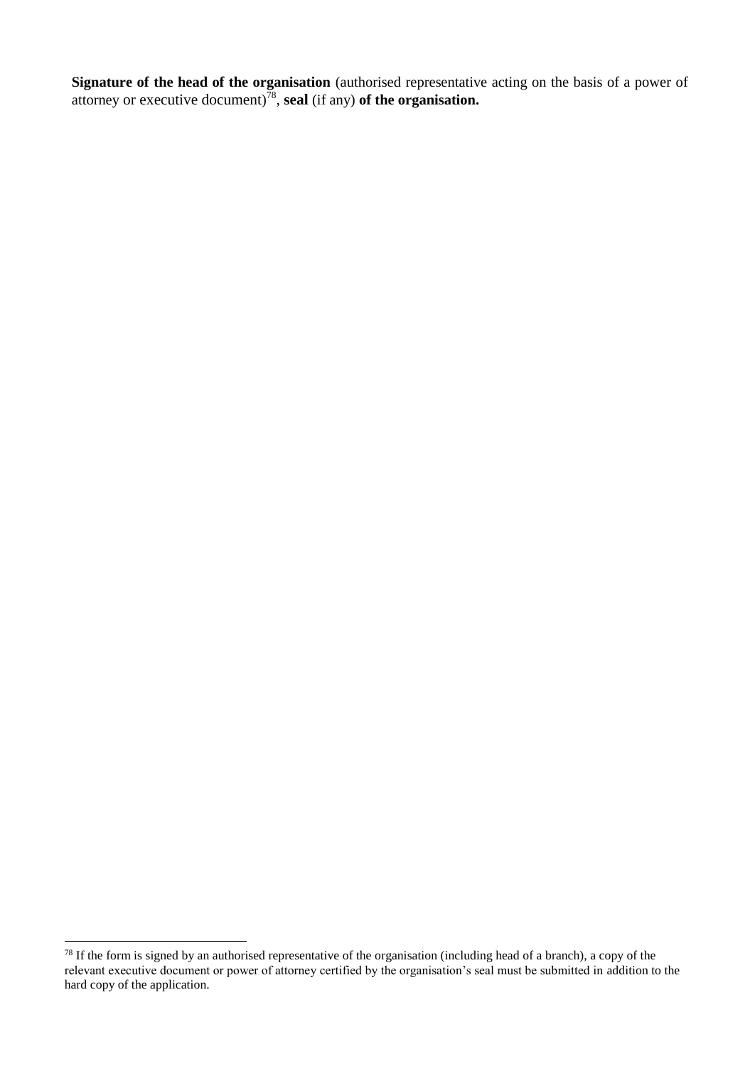**Signature of the head of the organisation** (authorised representative acting on the basis of a power of attorney or executive document)[78], **seal** (if any) **of the organisation.**

[78] If the form is signed by an authorised representative of the organisation (including head of a branch), a copy of the relevant executive document or power of attorney certified by the organisation's seal must be submitted in addition to the hard copy of the application.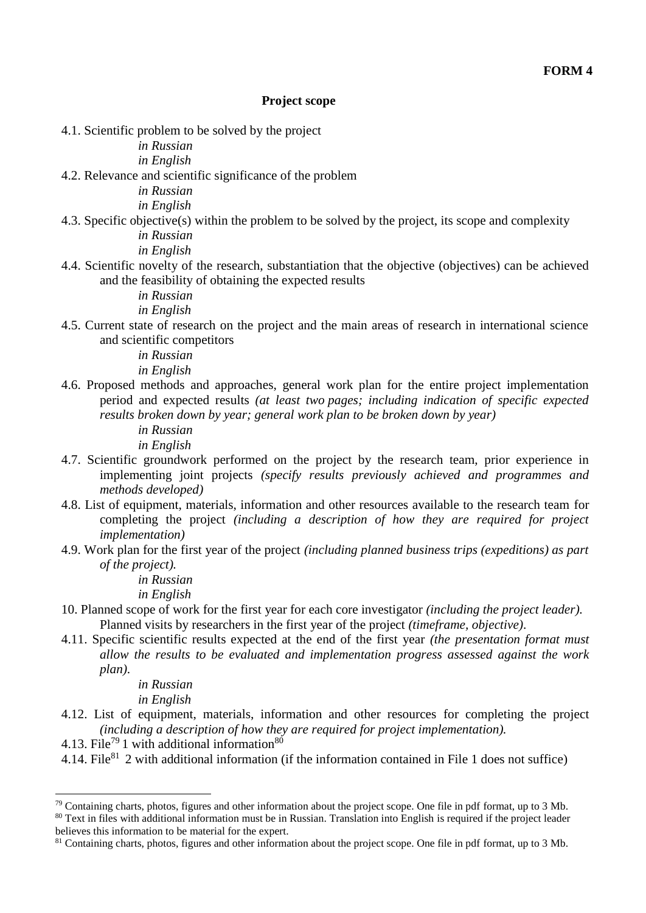**FORM 4**

**Project scope**

4.1. Scientific problem to be solved by the project

*in Russian*

*in English*

4.2. Relevance and scientific significance of the problem

*in Russian*

*in English*

4.3. Specific objective(s) within the problem to be solved by the project, its scope and complexity

*in Russian*

*in English*

4.4. Scientific novelty of the research, substantiation that the objective (objectives) can be achieved and the feasibility of obtaining the expected results

*in Russian*

*in English*

4.5. Current state of research on the project and the main areas of research in international science and scientific competitors

*in Russian*

*in English*

4.6. Proposed methods and approaches, general work plan for the entire project implementation period and expected results *(at least two pages; including indication of specific expected results broken down by year; general work plan to be broken down by year)*

*in Russian*

*in English*

4.7. Scientific groundwork performed on the project by the research team, prior experience in implementing joint projects *(specify results previously achieved and programmes and methods developed)*

4.8. List of equipment, materials, information and other resources available to the research team for completing the project *(including a description of how they are required for project implementation)*

4.9. Work plan for the first year of the project *(including planned business trips (expeditions) as part of the project).*

*in Russian*

*in English*

10. Planned scope of work for the first year for each core investigator *(including the project leader).* Planned visits by researchers in the first year of the project *(timeframe, objective)*.

4.11. Specific scientific results expected at the end of the first year *(the presentation format must allow the results to be evaluated and implementation progress assessed against the work plan).*

*in Russian*

*in English*

4.12. List of equipment, materials, information and other resources for completing the project *(including a description of how they are required for project implementation).*

4.13. File[79] 1 with additional information[80]

4.14. File[81] 2 with additional information (if the information contained in File 1 does not suffice)

---

[79] Containing charts, photos, figures and other information about the project scope. One file in pdf format, up to 3 Mb.

[80] Text in files with additional information must be in Russian. Translation into English is required if the project leader believes this information to be material for the expert.

[81] Containing charts, photos, figures and other information about the project scope. One file in pdf format, up to 3 Mb.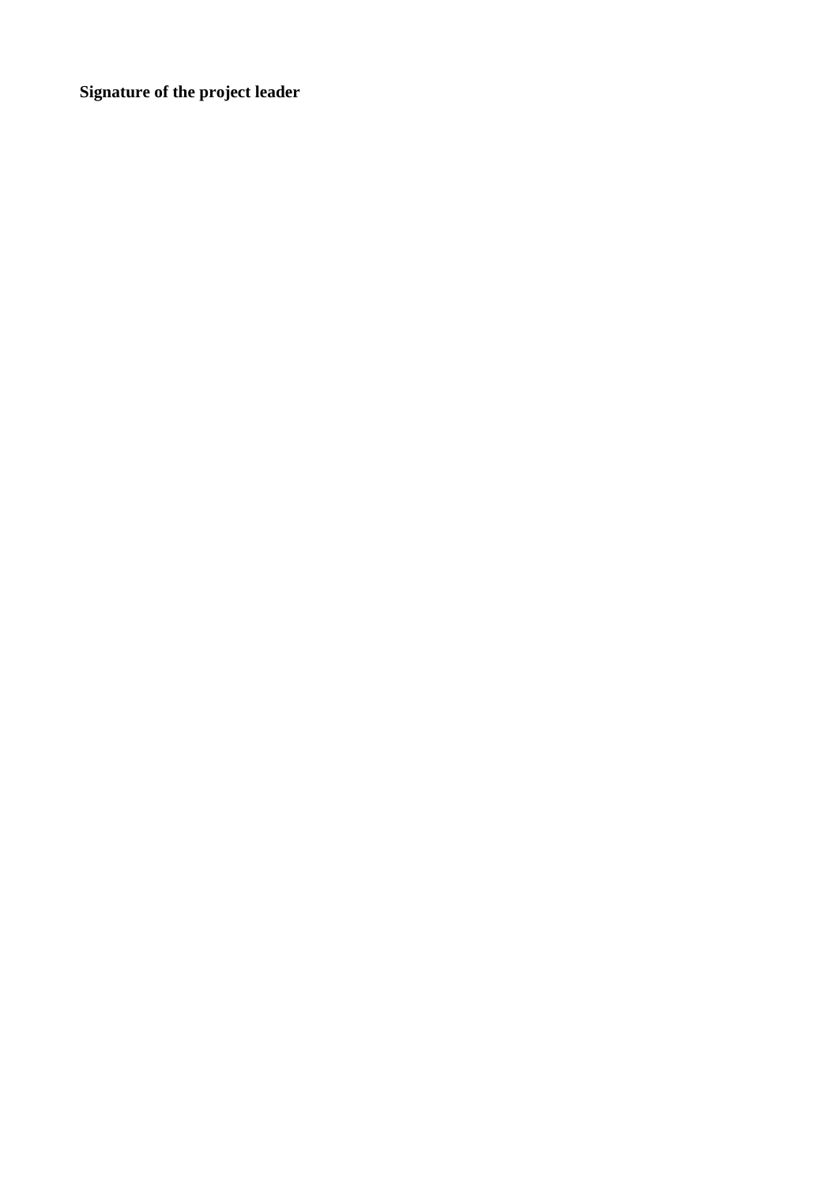**Signature of the project leader**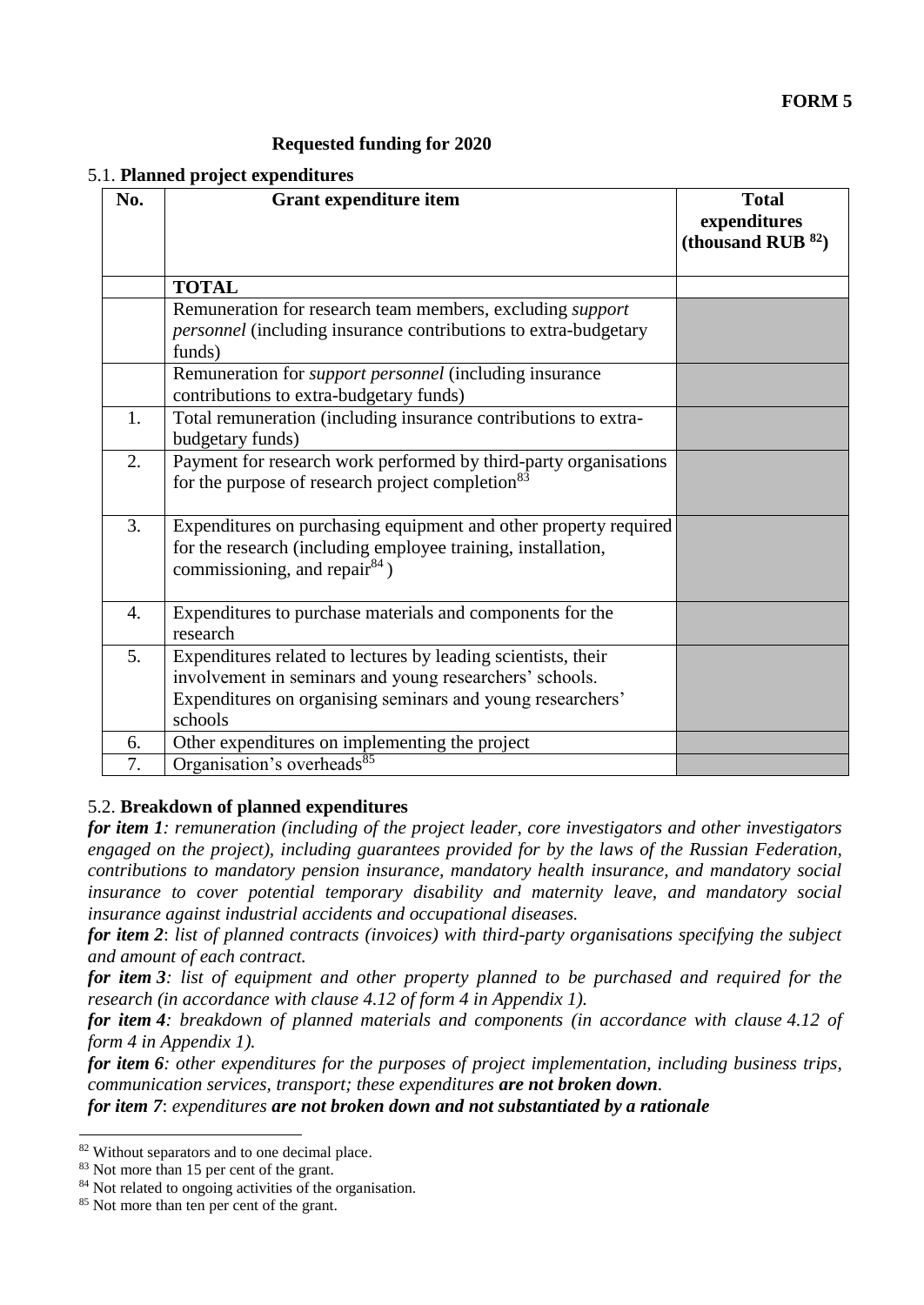**FORM 5**

**Requested funding for 2020**

5.1. **Planned project expenditures**

| No. | Grant expenditure item | Total expenditures (thousand RUB [82]) |
|---|---|---|
| | **TOTAL** | |
| | Remuneration for research team members, excluding *support personnel* (including insurance contributions to extra-budgetary funds) | |
| | Remuneration for *support personnel* (including insurance contributions to extra-budgetary funds) | |
| 1. | Total remuneration (including insurance contributions to extra-budgetary funds) | |
| 2. | Payment for research work performed by third-party organisations for the purpose of research project completion[83] | |
| 3. | Expenditures on purchasing equipment and other property required for the research (including employee training, installation, commissioning, and repair[84] ) | |
| 4. | Expenditures to purchase materials and components for the research | |
| 5. | Expenditures related to lectures by leading scientists, their involvement in seminars and young researchers' schools. Expenditures on organising seminars and young researchers' schools | |
| 6. | Other expenditures on implementing the project | |
| 7. | Organisation's overheads[85] | |

5.2. **Breakdown of planned expenditures**

***for item 1****: remuneration (including of the project leader, core investigators and other investigators engaged on the project), including guarantees provided for by the laws of the Russian Federation, contributions to mandatory pension insurance, mandatory health insurance, and mandatory social insurance to cover potential temporary disability and maternity leave, and mandatory social insurance against industrial accidents and occupational diseases.*

***for item 2****: list of planned contracts (invoices) with third-party organisations specifying the subject and amount of each contract.*

***for item 3****: list of equipment and other property planned to be purchased and required for the research (in accordance with clause 4.12 of form 4 in Appendix 1).*

***for item 4****: breakdown of planned materials and components (in accordance with clause 4.12 of form 4 in Appendix 1).*

***for item 6****: other expenditures for the purposes of project implementation, including business trips, communication services, transport; these expenditures* ***are not broken down****.*

***for item 7****: expenditures* ***are not broken down and not substantiated by a rationale***

[82] Without separators and to one decimal place.

[83] Not more than 15 per cent of the grant.

[84] Not related to ongoing activities of the organisation.

[85] Not more than ten per cent of the grant.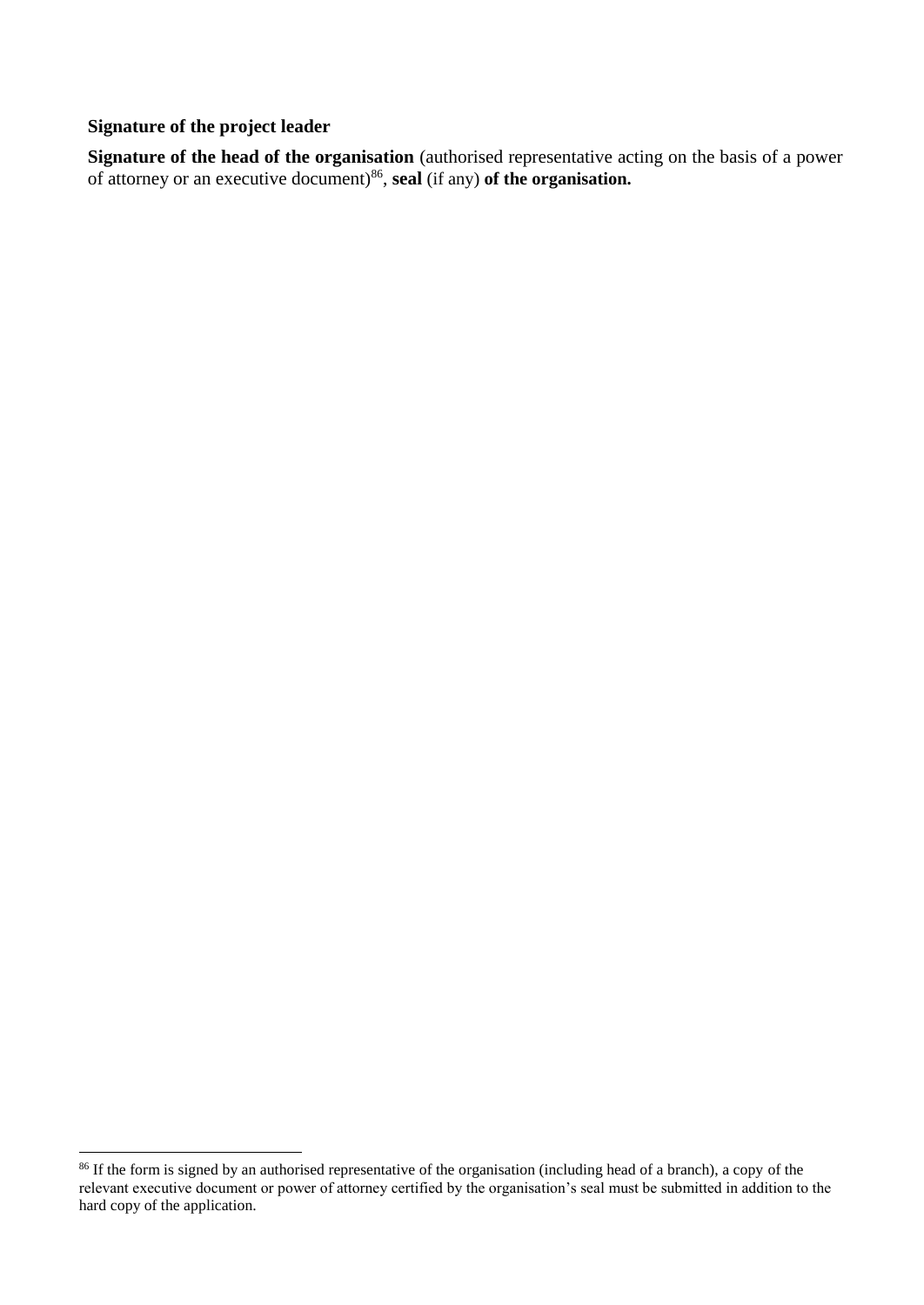**Signature of the project leader**

**Signature of the head of the organisation** (authorised representative acting on the basis of a power of attorney or an executive document)[86], **seal** (if any) **of the organisation.**

[86] If the form is signed by an authorised representative of the organisation (including head of a branch), a copy of the relevant executive document or power of attorney certified by the organisation's seal must be submitted in addition to the hard copy of the application.